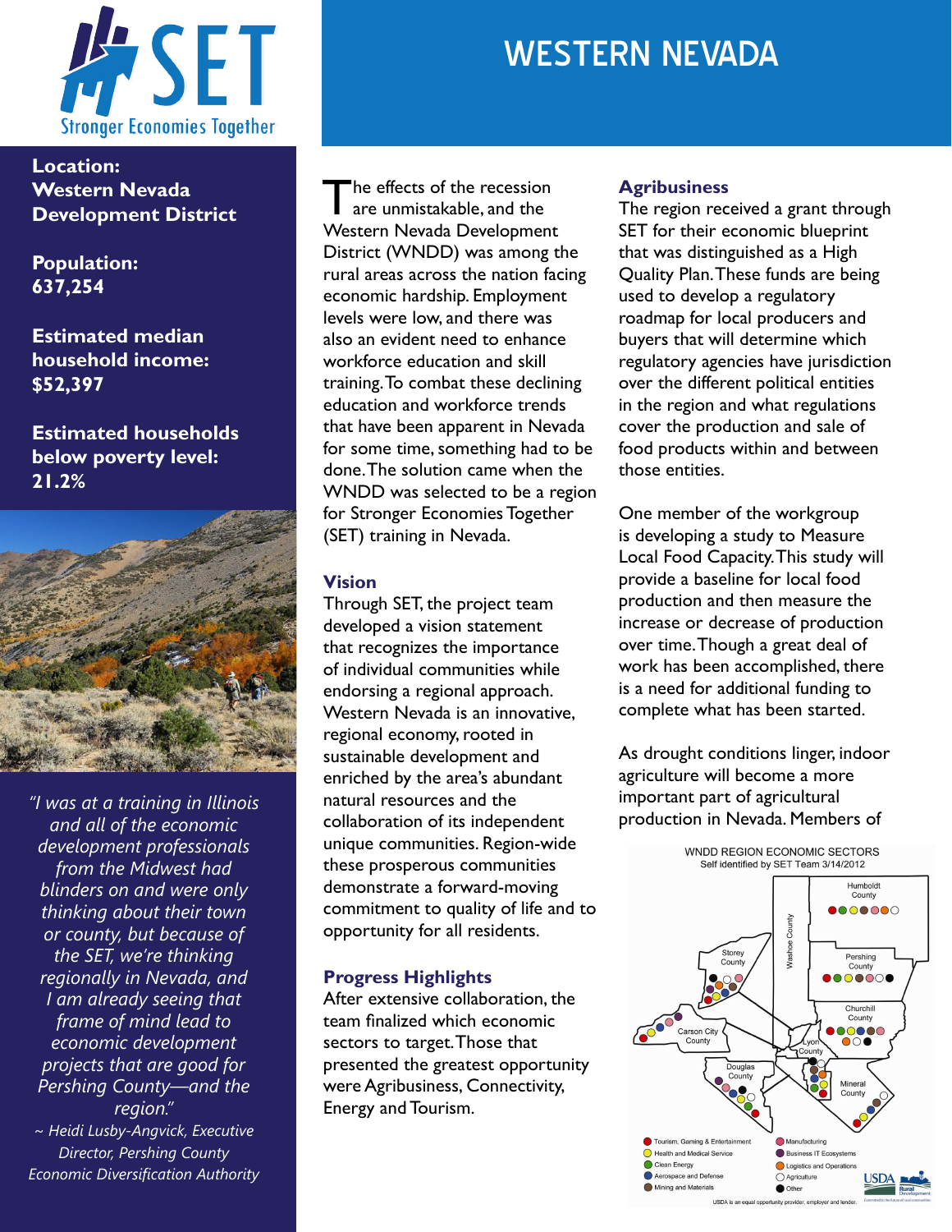# WESTERN NEVADA

SET Stronger Economies Together

**Location:**
**Western Nevada Development District**

**Population:**
**637,254**

**Estimated median household income:**
**$52,397**

**Estimated households below poverty level:**
**21.2%**

*"I was at a training in Illinois and all of the economic development professionals from the Midwest had blinders on and were only thinking about their town or county, but because of the SET, we're thinking regionally in Nevada, and I am already seeing that frame of mind lead to economic development projects that are good for Pershing County—and the region."*

*~ Heidi Lusby-Angvick, Executive Director, Pershing County Economic Diversification Authority*

The effects of the recession are unmistakable, and the Western Nevada Development District (WNDD) was among the rural areas across the nation facing economic hardship. Employment levels were low, and there was also an evident need to enhance workforce education and skill training. To combat these declining education and workforce trends that have been apparent in Nevada for some time, something had to be done. The solution came when the WNDD was selected to be a region for Stronger Economies Together (SET) training in Nevada.

## Vision

Through SET, the project team developed a vision statement that recognizes the importance of individual communities while endorsing a regional approach. Western Nevada is an innovative, regional economy, rooted in sustainable development and enriched by the area's abundant natural resources and the collaboration of its independent unique communities. Region-wide these prosperous communities demonstrate a forward-moving commitment to quality of life and to opportunity for all residents.

## Progress Highlights

After extensive collaboration, the team finalized which economic sectors to target. Those that presented the greatest opportunity were Agribusiness, Connectivity, Energy and Tourism.

## Agribusiness

The region received a grant through SET for their economic blueprint that was distinguished as a High Quality Plan. These funds are being used to develop a regulatory roadmap for local producers and buyers that will determine which regulatory agencies have jurisdiction over the different political entities in the region and what regulations cover the production and sale of food products within and between those entities.

One member of the workgroup is developing a study to Measure Local Food Capacity. This study will provide a baseline for local food production and then measure the increase or decrease of production over time. Though a great deal of work has been accomplished, there is a need for additional funding to complete what has been started.

As drought conditions linger, indoor agriculture will become a more important part of agricultural production in Nevada. Members of

WNDD REGION ECONOMIC SECTORS
Self identified by SET Team 3/14/2012

Humboldt County, Pershing County, Washoe County, Storey County, Churchill County, Carson City County, Lyon County, Douglas County, Mineral County

- Tourism, Gaming & Entertainment
- Health and Medical Service
- Clean Energy
- Aerospace and Defense
- Mining and Materials
- Manufacturing
- Business IT Ecosystems
- Logistics and Operations
- Agriculture
- Other

USDA is an equal opportunity provider, employer and lender.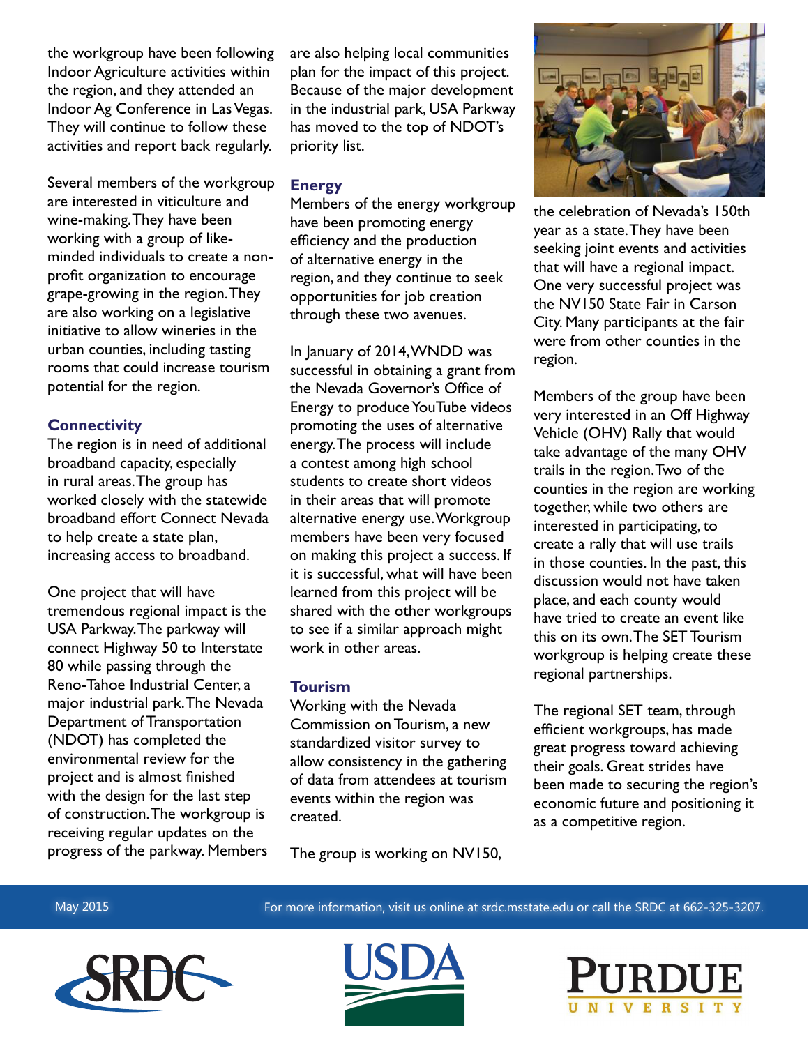the workgroup have been following Indoor Agriculture activities within the region, and they attended an Indoor Ag Conference in Las Vegas. They will continue to follow these activities and report back regularly.

Several members of the workgroup are interested in viticulture and wine-making. They have been working with a group of like-minded individuals to create a non-profit organization to encourage grape-growing in the region. They are also working on a legislative initiative to allow wineries in the urban counties, including tasting rooms that could increase tourism potential for the region.

### Connectivity

The region is in need of additional broadband capacity, especially in rural areas. The group has worked closely with the statewide broadband effort Connect Nevada to help create a state plan, increasing access to broadband.

One project that will have tremendous regional impact is the USA Parkway. The parkway will connect Highway 50 to Interstate 80 while passing through the Reno-Tahoe Industrial Center, a major industrial park. The Nevada Department of Transportation (NDOT) has completed the environmental review for the project and is almost finished with the design for the last step of construction. The workgroup is receiving regular updates on the progress of the parkway. Members are also helping local communities plan for the impact of this project. Because of the major development in the industrial park, USA Parkway has moved to the top of NDOT's priority list.

### Energy

Members of the energy workgroup have been promoting energy efficiency and the production of alternative energy in the region, and they continue to seek opportunities for job creation through these two avenues.

In January of 2014, WNDD was successful in obtaining a grant from the Nevada Governor's Office of Energy to produce YouTube videos promoting the uses of alternative energy. The process will include a contest among high school students to create short videos in their areas that will promote alternative energy use. Workgroup members have been very focused on making this project a success. If it is successful, what will have been learned from this project will be shared with the other workgroups to see if a similar approach might work in other areas.

### Tourism

Working with the Nevada Commission on Tourism, a new standardized visitor survey to allow consistency in the gathering of data from attendees at tourism events within the region was created.

The group is working on NV150, the celebration of Nevada's 150th year as a state. They have been seeking joint events and activities that will have a regional impact. One very successful project was the NV150 State Fair in Carson City. Many participants at the fair were from other counties in the region.

Members of the group have been very interested in an Off Highway Vehicle (OHV) Rally that would take advantage of the many OHV trails in the region. Two of the counties in the region are working together, while two others are interested in participating, to create a rally that will use trails in those counties. In the past, this discussion would not have taken place, and each county would have tried to create an event like this on its own. The SET Tourism workgroup is helping create these regional partnerships.

The regional SET team, through efficient workgroups, has made great progress toward achieving their goals. Great strides have been made to securing the region's economic future and positioning it as a competitive region.

May 2015

For more information, visit us online at srdc.msstate.edu or call the SRDC at 662-325-3207.

SRDC USDA PURDUE UNIVERSITY